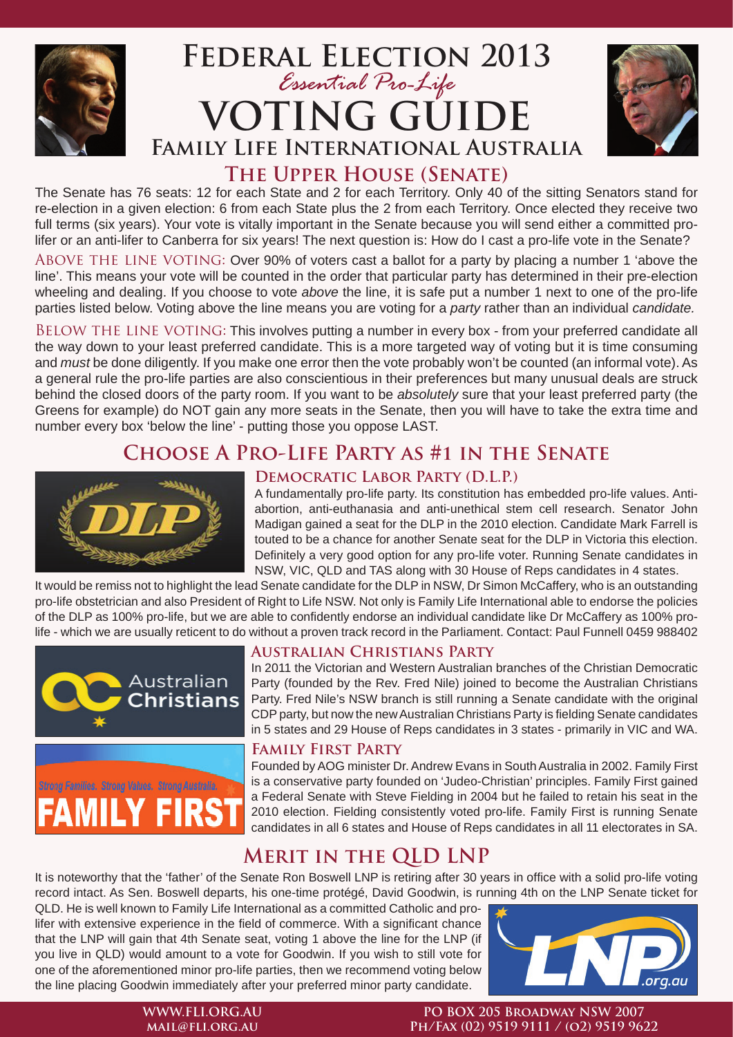# Federal Election 2013

*Essential Pro-Life*

# Voting Guide

## Family Life International Australia

## The Upper House (Senate)

The Senate has 76 seats: 12 for each State and 2 for each Territory. Only 40 of the sitting Senators stand for re-election in a given election: 6 from each State plus the 2 from each Territory. Once elected they receive two full terms (six years). Your vote is vitally important in the Senate because you will send either a committed pro-lifer or an anti-lifer to Canberra for six years! The next question is: How do I cast a pro-life vote in the Senate?

ABOVE THE LINE VOTING: Over 90% of voters cast a ballot for a party by placing a number 1 'above the line'. This means your vote will be counted in the order that particular party has determined in their pre-election wheeling and dealing. If you choose to vote *above* the line, it is safe put a number 1 next to one of the pro-life parties listed below. Voting above the line means you are voting for a *party* rather than an individual *candidate*.

BELOW THE LINE VOTING: This involves putting a number in every box - from your preferred candidate all the way down to your least preferred candidate. This is a more targeted way of voting but it is time consuming and *must* be done diligently. If you make one error then the vote probably won't be counted (an informal vote). As a general rule the pro-life parties are also conscientious in their preferences but many unusual deals are struck behind the closed doors of the party room. If you want to be *absolutely* sure that your least preferred party (the Greens for example) do NOT gain any more seats in the Senate, then you will have to take the extra time and number every box 'below the line' - putting those you oppose LAST.

## Choose A Pro-Life Party as #1 in the Senate

### Democratic Labor Party (D.L.P.)

A fundamentally pro-life party. Its constitution has embedded pro-life values. Anti-abortion, anti-euthanasia and anti-unethical stem cell research. Senator John Madigan gained a seat for the DLP in the 2010 election. Candidate Mark Farrell is touted to be a chance for another Senate seat for the DLP in Victoria this election. Definitely a very good option for any pro-life voter. Running Senate candidates in NSW, VIC, QLD and TAS along with 30 House of Reps candidates in 4 states.

It would be remiss not to highlight the lead Senate candidate for the DLP in NSW, Dr Simon McCaffery, who is an outstanding pro-life obstetrician and also President of Right to Life NSW. Not only is Family Life International able to endorse the policies of the DLP as 100% pro-life, but we are able to confidently endorse an individual candidate like Dr McCaffery as 100% pro-life - which we are usually reticent to do without a proven track record in the Parliament. Contact: Paul Funnell 0459 988402

### Australian Christians Party

In 2011 the Victorian and Western Australian branches of the Christian Democratic Party (founded by the Rev. Fred Nile) joined to become the Australian Christians Party. Fred Nile's NSW branch is still running a Senate candidate with the original CDP party, but now the new Australian Christians Party is fielding Senate candidates in 5 states and 29 House of Reps candidates in 3 states - primarily in VIC and WA.

### Family First Party

Founded by AOG minister Dr. Andrew Evans in South Australia in 2002. Family First is a conservative party founded on 'Judeo-Christian' principles. Family First gained a Federal Senate with Steve Fielding in 2004 but he failed to retain his seat in the 2010 election. Fielding consistently voted pro-life. Family First is running Senate candidates in all 6 states and House of Reps candidates in all 11 electorates in SA.

## Merit in the QLD LNP

It is noteworthy that the 'father' of the Senate Ron Boswell LNP is retiring after 30 years in office with a solid pro-life voting record intact. As Sen. Boswell departs, his one-time protégé, David Goodwin, is running 4th on the LNP Senate ticket for QLD. He is well known to Family Life International as a committed Catholic and pro-lifer with extensive experience in the field of commerce. With a significant chance that the LNP will gain that 4th Senate seat, voting 1 above the line for the LNP (if you live in QLD) would amount to a vote for Goodwin. If you wish to still vote for one of the aforementioned minor pro-life parties, then we recommend voting below the line placing Goodwin immediately after your preferred minor party candidate.

WWW.FLI.ORG.AU
MAIL@FLI.ORG.AU

PO BOX 205 BROADWAY NSW 2007
PH/FAX (02) 9519 9111 / (02) 9519 9622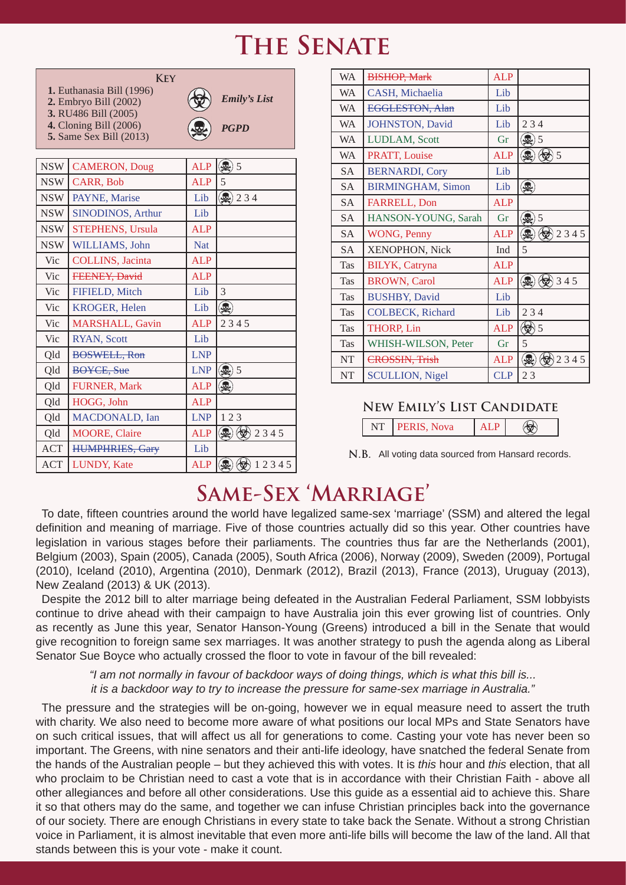#### THE SENATE

**KEY**

1. Euthanasia Bill (1996)
2. Embryo Bill (2002)
3. RU486 Bill (2005)
4. Cloning Bill (2006)
5. Same Sex Bill (2013)

(icon) *Emily's List*
(icon) *PGPD*

| | | | |
|---|---|---|---|
| NSW | CAMERON, Doug | ALP | PGPD 5 |
| NSW | CARR, Bob | ALP | 5 |
| NSW | PAYNE, Marise | Lib | PGPD 2 3 4 |
| NSW | SINODINOS, Arthur | Lib | |
| NSW | STEPHENS, Ursula | ALP | |
| NSW | WILLIAMS, John | Nat | |
| Vic | COLLINS, Jacinta | ALP | |
| Vic | ~~FEENEY, David~~ | ALP | |
| Vic | FIFIELD, Mitch | Lib | 3 |
| Vic | KROGER, Helen | Lib | PGPD |
| Vic | MARSHALL, Gavin | ALP | 2 3 4 5 |
| Vic | RYAN, Scott | Lib | |
| Qld | ~~BOSWELL, Ron~~ | LNP | |
| Qld | ~~BOYCE, Sue~~ | LNP | PGPD 5 |
| Qld | FURNER, Mark | ALP | PGPD |
| Qld | HOGG, John | ALP | |
| Qld | MACDONALD, Ian | LNP | 1 2 3 |
| Qld | MOORE, Claire | ALP | PGPD Emily's List 2 3 4 5 |
| ACT | ~~HUMPHRIES, Gary~~ | Lib | |
| ACT | LUNDY, Kate | ALP | PGPD Emily's List 1 2 3 4 5 |
| WA | ~~BISHOP, Mark~~ | ALP | |
| WA | CASH, Michaelia | Lib | |
| WA | ~~EGGLESTON, Alan~~ | Lib | |
| WA | JOHNSTON, David | Lib | 2 3 4 |
| WA | LUDLAM, Scott | Gr | PGPD 5 |
| WA | PRATT, Louise | ALP | PGPD Emily's List 5 |
| SA | BERNARDI, Cory | Lib | |
| SA | BIRMINGHAM, Simon | Lib | PGPD |
| SA | FARRELL, Don | ALP | |
| SA | HANSON-YOUNG, Sarah | Gr | PGPD 5 |
| SA | WONG, Penny | ALP | PGPD Emily's List 2 3 4 5 |
| SA | XENOPHON, Nick | Ind | 5 |
| Tas | BILYK, Catryna | ALP | |
| Tas | BROWN, Carol | ALP | PGPD Emily's List 3 4 5 |
| Tas | BUSHBY, David | Lib | |
| Tas | COLBECK, Richard | Lib | 2 3 4 |
| Tas | THORP, Lin | ALP | Emily's List 5 |
| Tas | WHISH-WILSON, Peter | Gr | 5 |
| NT | ~~CROSSIN, Trish~~ | ALP | PGPD Emily's List 2 3 4 5 |
| NT | SCULLION, Nigel | CLP | 2 3 |

**NEW EMILY'S LIST CANDIDATE**

| | | | |
|---|---|---|---|
| NT | PERIS, Nova | ALP | Emily's List |

N.B. All voting data sourced from Hansard records.

## SAME-SEX 'MARRIAGE'

To date, fifteen countries around the world have legalized same-sex 'marriage' (SSM) and altered the legal definition and meaning of marriage. Five of those countries actually did so this year. Other countries have legislation in various stages before their parliaments. The countries thus far are the Netherlands (2001), Belgium (2003), Spain (2005), Canada (2005), South Africa (2006), Norway (2009), Sweden (2009), Portugal (2010), Iceland (2010), Argentina (2010), Denmark (2012), Brazil (2013), France (2013), Uruguay (2013), New Zealand (2013) & UK (2013).

Despite the 2012 bill to alter marriage being defeated in the Australian Federal Parliament, SSM lobbyists continue to drive ahead with their campaign to have Australia join this ever growing list of countries. Only as recently as June this year, Senator Hanson-Young (Greens) introduced a bill in the Senate that would give recognition to foreign same sex marriages. It was another strategy to push the agenda along as Liberal Senator Sue Boyce who actually crossed the floor to vote in favour of the bill revealed:

> *"I am not normally in favour of backdoor ways of doing things, which is what this bill is... it is a backdoor way to try to increase the pressure for same-sex marriage in Australia."*

The pressure and the strategies will be on-going, however we in equal measure need to assert the truth with charity. We also need to become more aware of what positions our local MPs and State Senators have on such critical issues, that will affect us all for generations to come. Casting your vote has never been so important. The Greens, with nine senators and their anti-life ideology, have snatched the federal Senate from the hands of the Australian people – but they achieved this with votes. It is *this* hour and *this* election, that all who proclaim to be Christian need to cast a vote that is in accordance with their Christian Faith - above all other allegiances and before all other considerations. Use this guide as a essential aid to achieve this. Share it so that others may do the same, and together we can infuse Christian principles back into the governance of our society. There are enough Christians in every state to take back the Senate. Without a strong Christian voice in Parliament, it is almost inevitable that even more anti-life bills will become the law of the land. All that stands between this is your vote - make it count.